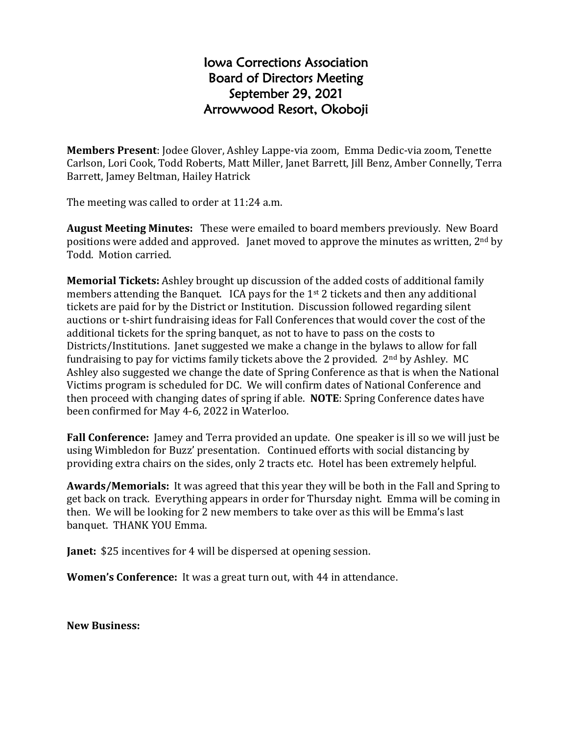# Iowa Corrections Association
# Board of Directors Meeting
# September 29, 2021
# Arrowwood Resort, Okoboji

**Members Present**: Jodee Glover, Ashley Lappe-via zoom, Emma Dedic-via zoom, Tenette Carlson, Lori Cook, Todd Roberts, Matt Miller, Janet Barrett, Jill Benz, Amber Connelly, Terra Barrett, Jamey Beltman, Hailey Hatrick

The meeting was called to order at 11:24 a.m.

**August Meeting Minutes:** These were emailed to board members previously. New Board positions were added and approved. Janet moved to approve the minutes as written, 2nd by Todd. Motion carried.

**Memorial Tickets:** Ashley brought up discussion of the added costs of additional family members attending the Banquet. ICA pays for the 1st 2 tickets and then any additional tickets are paid for by the District or Institution. Discussion followed regarding silent auctions or t-shirt fundraising ideas for Fall Conferences that would cover the cost of the additional tickets for the spring banquet, as not to have to pass on the costs to Districts/Institutions. Janet suggested we make a change in the bylaws to allow for fall fundraising to pay for victims family tickets above the 2 provided. 2nd by Ashley. MC Ashley also suggested we change the date of Spring Conference as that is when the National Victims program is scheduled for DC. We will confirm dates of National Conference and then proceed with changing dates of spring if able. **NOTE**: Spring Conference dates have been confirmed for May 4-6, 2022 in Waterloo.

**Fall Conference:** Jamey and Terra provided an update. One speaker is ill so we will just be using Wimbledon for Buzz' presentation. Continued efforts with social distancing by providing extra chairs on the sides, only 2 tracts etc. Hotel has been extremely helpful.

**Awards/Memorials:** It was agreed that this year they will be both in the Fall and Spring to get back on track. Everything appears in order for Thursday night. Emma will be coming in then. We will be looking for 2 new members to take over as this will be Emma's last banquet. THANK YOU Emma.

**Janet:** $25 incentives for 4 will be dispersed at opening session.

**Women's Conference:** It was a great turn out, with 44 in attendance.

**New Business:**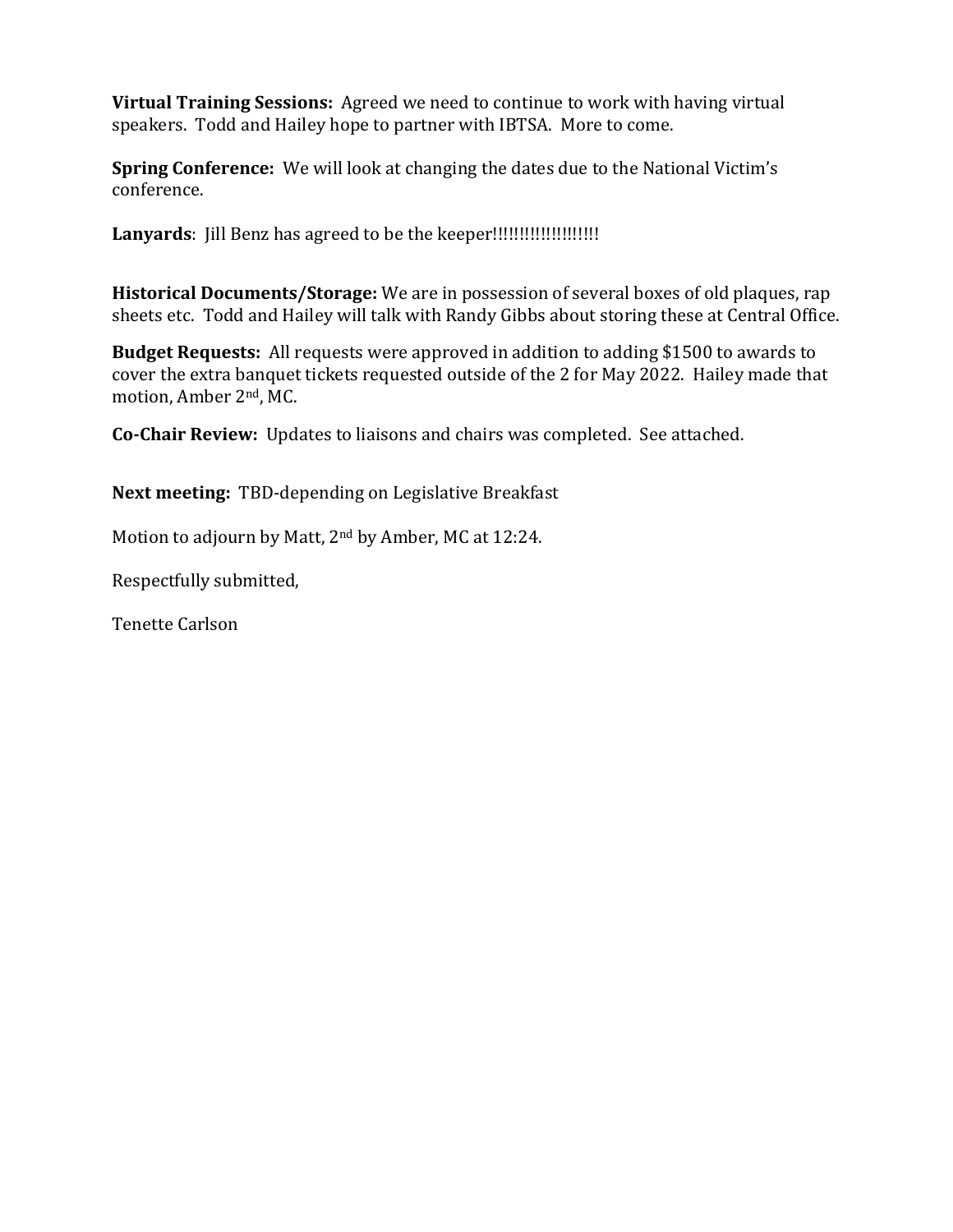**Virtual Training Sessions:** Agreed we need to continue to work with having virtual speakers. Todd and Hailey hope to partner with IBTSA. More to come.

**Spring Conference:** We will look at changing the dates due to the National Victim's conference.

**Lanyards**: Jill Benz has agreed to be the keeper!!!!!!!!!!!!!!!!!!!

**Historical Documents/Storage:** We are in possession of several boxes of old plaques, rap sheets etc. Todd and Hailey will talk with Randy Gibbs about storing these at Central Office.

**Budget Requests:** All requests were approved in addition to adding $1500 to awards to cover the extra banquet tickets requested outside of the 2 for May 2022. Hailey made that motion, Amber 2nd, MC.

**Co-Chair Review:** Updates to liaisons and chairs was completed. See attached.

**Next meeting:** TBD-depending on Legislative Breakfast

Motion to adjourn by Matt, 2nd by Amber, MC at 12:24.

Respectfully submitted,

Tenette Carlson